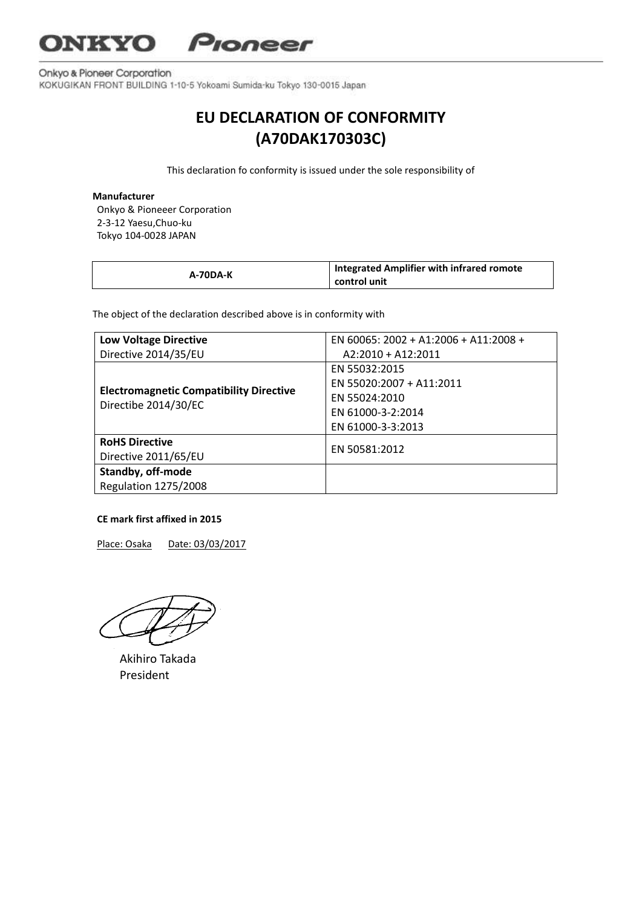ONKYO Pioneer

Onkyo & Pioneer Corporation
KOKUGIKAN FRONT BUILDING 1-10-5 Yokoami Sumida-ku Tokyo 130-0015 Japan

# EU DECLARATION OF CONFORMITY
# (A70DAK170303C)

This declaration fo conformity is issued under the sole responsibility of

**Manufacturer**
Onkyo & Pioneeer Corporation
2-3-12 Yaesu,Chuo-ku
Tokyo 104-0028 JAPAN

| **A-70DA-K** | **Integrated Amplifier with infrared romote control unit** |
|---|---|

The object of the declaration described above is in conformity with

| Directive | Standards |
|---|---|
| **Low Voltage Directive**<br>Directive 2014/35/EU | EN 60065: 2002 + A1:2006 + A11:2008 + A2:2010 + A12:2011 |
| **Electromagnetic Compatibility Directive**<br>Directibe 2014/30/EC | EN 55032:2015<br>EN 55020:2007 + A11:2011<br>EN 55024:2010<br>EN 61000-3-2:2014<br>EN 61000-3-3:2013 |
| **RoHS Directive**<br>Directive 2011/65/EU | EN 50581:2012 |
| **Standby, off-mode**<br>Regulation 1275/2008 | |

**CE mark first affixed in 2015**

Place: Osaka Date: 03/03/2017

Akihiro Takada
President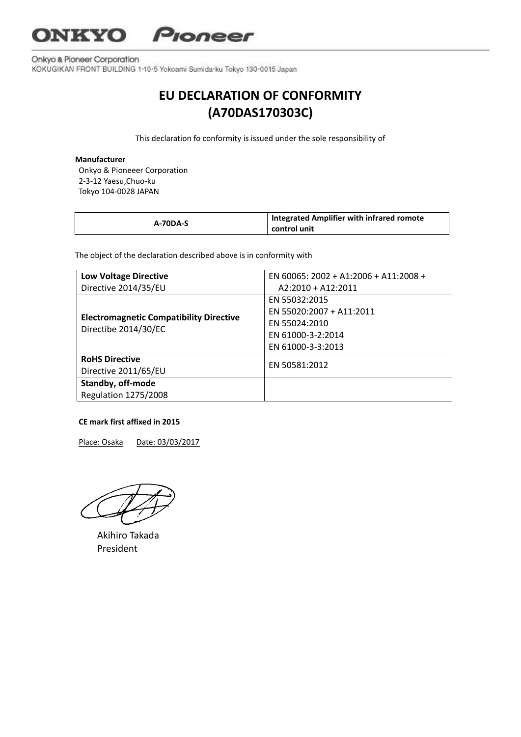ONKYO Pioneer

Onkyo & Pioneer Corporation
KOKUGIKAN FRONT BUILDING 1-10-5 Yokoami Sumida-ku Tokyo 130-0015 Japan

# EU DECLARATION OF CONFORMITY
# (A70DAS170303C)

This declaration fo conformity is issued under the sole responsibility of

**Manufacturer**
Onkyo & Pioneeer Corporation
2-3-12 Yaesu,Chuo-ku
Tokyo 104-0028 JAPAN

| | |
|---|---|
| **A-70DA-S** | **Integrated Amplifier with infrared romote control unit** |

The object of the declaration described above is in conformity with

| | |
|---|---|
| **Low Voltage Directive**<br>Directive 2014/35/EU | EN 60065: 2002 + A1:2006 + A11:2008 + A2:2010 + A12:2011 |
| **Electromagnetic Compatibility Directive**<br>Directibe 2014/30/EC | EN 55032:2015<br>EN 55020:2007 + A11:2011<br>EN 55024:2010<br>EN 61000-3-2:2014<br>EN 61000-3-3:2013 |
| **RoHS Directive**<br>Directive 2011/65/EU | EN 50581:2012 |
| **Standby, off-mode**<br>Regulation 1275/2008 | |

**CE mark first affixed in 2015**

Place: Osaka Date: 03/03/2017

Akihiro Takada
President